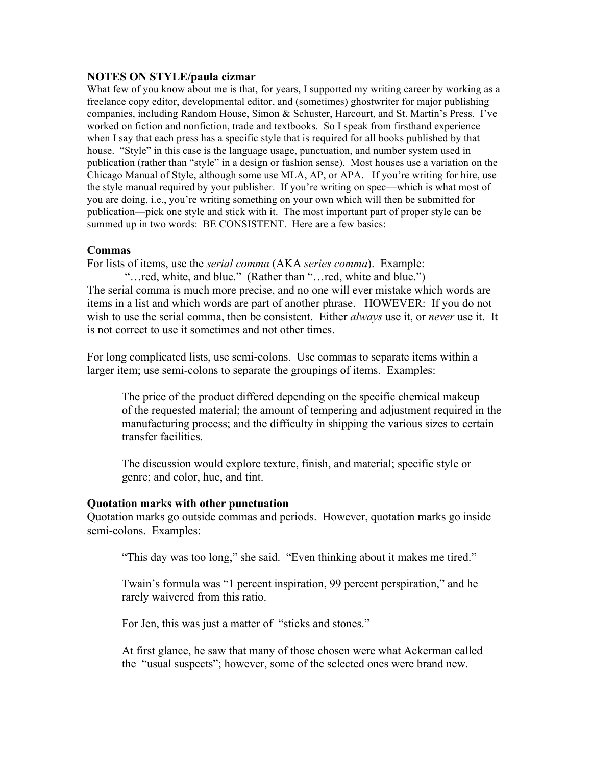**NOTES ON STYLE/paula cizmar**

What few of you know about me is that, for years, I supported my writing career by working as a freelance copy editor, developmental editor, and (sometimes) ghostwriter for major publishing companies, including Random House, Simon & Schuster, Harcourt, and St. Martin's Press. I've worked on fiction and nonfiction, trade and textbooks. So I speak from firsthand experience when I say that each press has a specific style that is required for all books published by that house. "Style" in this case is the language usage, punctuation, and number system used in publication (rather than "style" in a design or fashion sense). Most houses use a variation on the Chicago Manual of Style, although some use MLA, AP, or APA. If you're writing for hire, use the style manual required by your publisher. If you're writing on spec—which is what most of you are doing, i.e., you're writing something on your own which will then be submitted for publication—pick one style and stick with it. The most important part of proper style can be summed up in two words: BE CONSISTENT. Here are a few basics:

**Commas**

For lists of items, use the *serial comma* (AKA *series comma*). Example:

> "…red, white, and blue." (Rather than "…red, white and blue.")

The serial comma is much more precise, and no one will ever mistake which words are items in a list and which words are part of another phrase. HOWEVER: If you do not wish to use the serial comma, then be consistent. Either *always* use it, or *never* use it. It is not correct to use it sometimes and not other times.

For long complicated lists, use semi-colons. Use commas to separate items within a larger item; use semi-colons to separate the groupings of items. Examples:

> The price of the product differed depending on the specific chemical makeup of the requested material; the amount of tempering and adjustment required in the manufacturing process; and the difficulty in shipping the various sizes to certain transfer facilities.
>
> The discussion would explore texture, finish, and material; specific style or genre; and color, hue, and tint.

**Quotation marks with other punctuation**

Quotation marks go outside commas and periods. However, quotation marks go inside semi-colons. Examples:

> "This day was too long," she said. "Even thinking about it makes me tired."
>
> Twain's formula was "1 percent inspiration, 99 percent perspiration," and he rarely waivered from this ratio.
>
> For Jen, this was just a matter of "sticks and stones."
>
> At first glance, he saw that many of those chosen were what Ackerman called the "usual suspects"; however, some of the selected ones were brand new.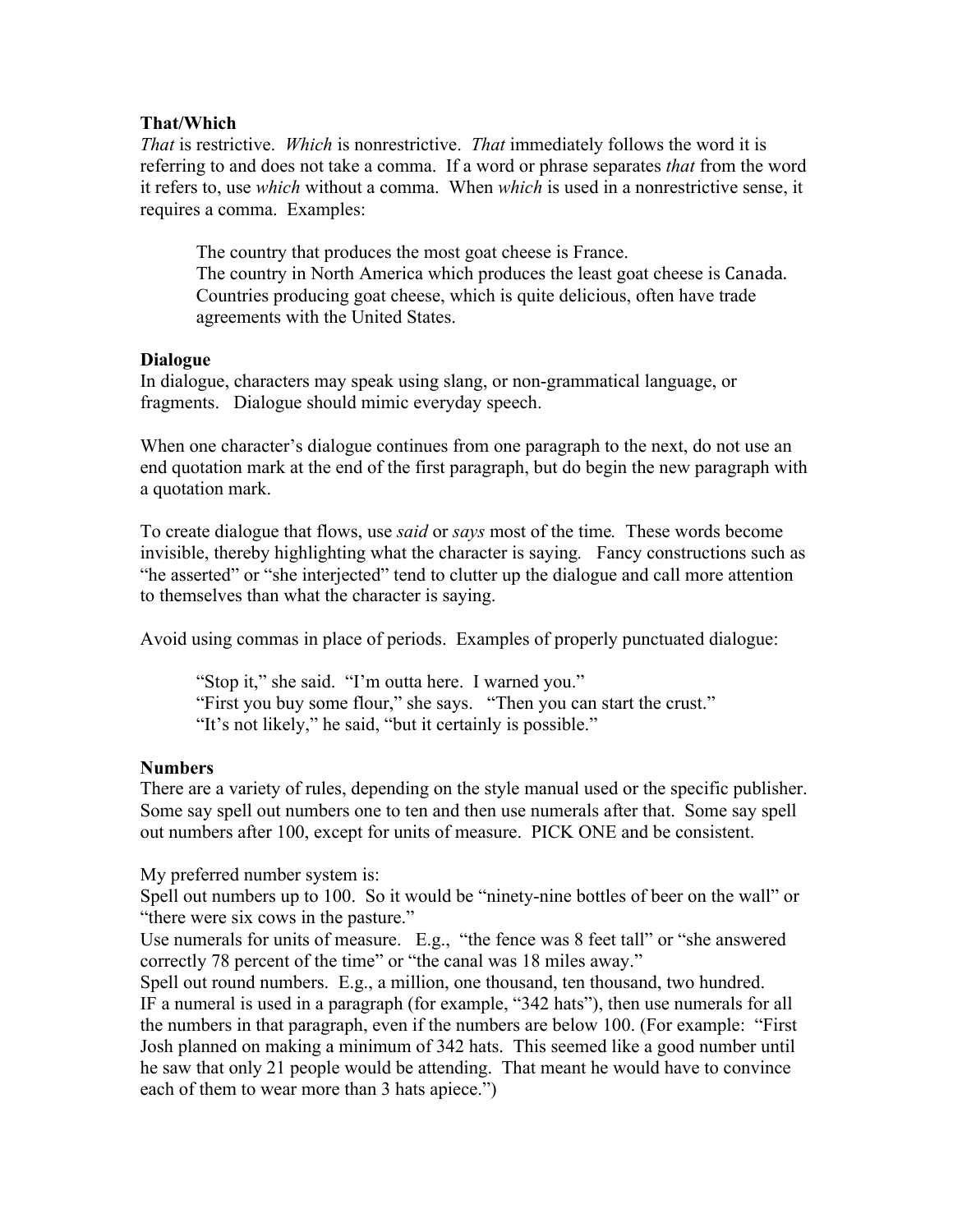**That/Which**

*That* is restrictive. *Which* is nonrestrictive. *That* immediately follows the word it is referring to and does not take a comma. If a word or phrase separates *that* from the word it refers to, use *which* without a comma. When *which* is used in a nonrestrictive sense, it requires a comma. Examples:

> The country that produces the most goat cheese is France.
> The country in North America which produces the least goat cheese is Canada.
> Countries producing goat cheese, which is quite delicious, often have trade agreements with the United States.

**Dialogue**

In dialogue, characters may speak using slang, or non-grammatical language, or fragments. Dialogue should mimic everyday speech.

When one character's dialogue continues from one paragraph to the next, do not use an end quotation mark at the end of the first paragraph, but do begin the new paragraph with a quotation mark.

To create dialogue that flows, use *said* or *says* most of the time. These words become invisible, thereby highlighting what the character is saying. Fancy constructions such as "he asserted" or "she interjected" tend to clutter up the dialogue and call more attention to themselves than what the character is saying.

Avoid using commas in place of periods. Examples of properly punctuated dialogue:

> "Stop it," she said. "I'm outta here. I warned you."
> "First you buy some flour," she says. "Then you can start the crust."
> "It's not likely," he said, "but it certainly is possible."

**Numbers**

There are a variety of rules, depending on the style manual used or the specific publisher. Some say spell out numbers one to ten and then use numerals after that. Some say spell out numbers after 100, except for units of measure. PICK ONE and be consistent.

My preferred number system is:
Spell out numbers up to 100. So it would be "ninety-nine bottles of beer on the wall" or "there were six cows in the pasture."
Use numerals for units of measure. E.g., "the fence was 8 feet tall" or "she answered correctly 78 percent of the time" or "the canal was 18 miles away."
Spell out round numbers. E.g., a million, one thousand, ten thousand, two hundred.
IF a numeral is used in a paragraph (for example, "342 hats"), then use numerals for all the numbers in that paragraph, even if the numbers are below 100. (For example: "First Josh planned on making a minimum of 342 hats. This seemed like a good number until he saw that only 21 people would be attending. That meant he would have to convince each of them to wear more than 3 hats apiece.")